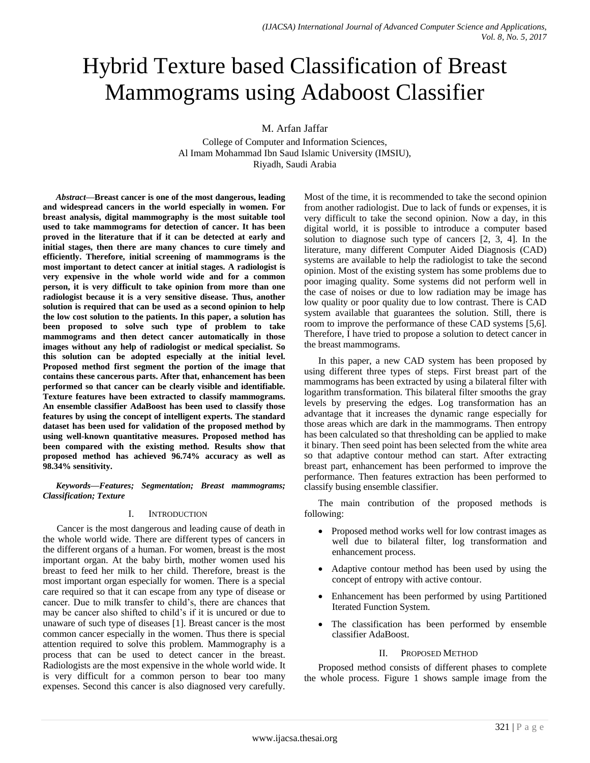# Hybrid Texture based Classification of Breast Mammograms using Adaboost Classifier

M. Arfan Jaffar

College of Computer and Information Sciences,
Al Imam Mohammad Ibn Saud Islamic University (IMSIU),
Riyadh, Saudi Arabia

***Abstract*—Breast cancer is one of the most dangerous, leading and widespread cancers in the world especially in women. For breast analysis, digital mammography is the most suitable tool used to take mammograms for detection of cancer. It has been proved in the literature that if it can be detected at early and initial stages, then there are many chances to cure timely and efficiently. Therefore, initial screening of mammograms is the most important to detect cancer at initial stages. A radiologist is very expensive in the whole world wide and for a common person, it is very difficult to take opinion from more than one radiologist because it is a very sensitive disease. Thus, another solution is required that can be used as a second opinion to help the low cost solution to the patients. In this paper, a solution has been proposed to solve such type of problem to take mammograms and then detect cancer automatically in those images without any help of radiologist or medical specialist. So this solution can be adopted especially at the initial level. Proposed method first segment the portion of the image that contains these cancerous parts. After that, enhancement has been performed so that cancer can be clearly visible and identifiable. Texture features have been extracted to classify mammograms. An ensemble classifier AdaBoost has been used to classify those features by using the concept of intelligent experts. The standard dataset has been used for validation of the proposed method by using well-known quantitative measures. Proposed method has been compared with the existing method. Results show that proposed method has achieved 96.74% accuracy as well as 98.34% sensitivity.**

***Keywords*—*Features; Segmentation; Breast mammograms; Classification; Texture***

## I. Introduction

Cancer is the most dangerous and leading cause of death in the whole world wide. There are different types of cancers in the different organs of a human. For women, breast is the most important organ. At the baby birth, mother women used his breast to feed her milk to her child. Therefore, breast is the most important organ especially for women. There is a special care required so that it can escape from any type of disease or cancer. Due to milk transfer to child's, there are chances that may be cancer also shifted to child's if it is uncured or due to unaware of such type of diseases [1]. Breast cancer is the most common cancer especially in the women. Thus there is special attention required to solve this problem. Mammography is a process that can be used to detect cancer in the breast. Radiologists are the most expensive in the whole world wide. It is very difficult for a common person to bear too many expenses. Second this cancer is also diagnosed very carefully. Most of the time, it is recommended to take the second opinion from another radiologist. Due to lack of funds or expenses, it is very difficult to take the second opinion. Now a day, in this digital world, it is possible to introduce a computer based solution to diagnose such type of cancers [2, 3, 4]. In the literature, many different Computer Aided Diagnosis (CAD) systems are available to help the radiologist to take the second opinion. Most of the existing system has some problems due to poor imaging quality. Some systems did not perform well in the case of noises or due to low radiation may be image has low quality or poor quality due to low contrast. There is CAD system available that guarantees the solution. Still, there is room to improve the performance of these CAD systems [5,6]. Therefore, I have tried to propose a solution to detect cancer in the breast mammograms.

In this paper, a new CAD system has been proposed by using different three types of steps. First breast part of the mammograms has been extracted by using a bilateral filter with logarithm transformation. This bilateral filter smooths the gray levels by preserving the edges. Log transformation has an advantage that it increases the dynamic range especially for those areas which are dark in the mammograms. Then entropy has been calculated so that thresholding can be applied to make it binary. Then seed point has been selected from the white area so that adaptive contour method can start. After extracting breast part, enhancement has been performed to improve the performance. Then features extraction has been performed to classify busing ensemble classifier.

The main contribution of the proposed methods is following:

- Proposed method works well for low contrast images as well due to bilateral filter, log transformation and enhancement process.
- Adaptive contour method has been used by using the concept of entropy with active contour.
- Enhancement has been performed by using Partitioned Iterated Function System.
- The classification has been performed by ensemble classifier AdaBoost.

## II. Proposed Method

Proposed method consists of different phases to complete the whole process. Figure 1 shows sample image from the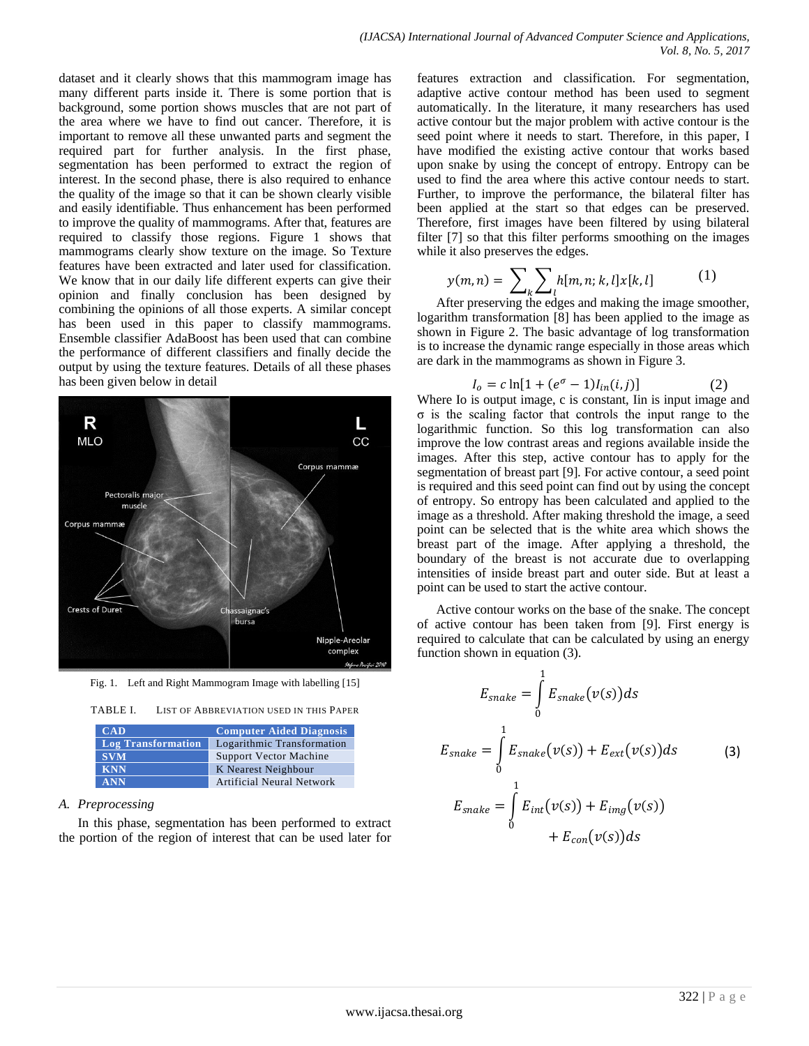dataset and it clearly shows that this mammogram image has many different parts inside it. There is some portion that is background, some portion shows muscles that are not part of the area where we have to find out cancer. Therefore, it is important to remove all these unwanted parts and segment the required part for further analysis. In the first phase, segmentation has been performed to extract the region of interest. In the second phase, there is also required to enhance the quality of the image so that it can be shown clearly visible and easily identifiable. Thus enhancement has been performed to improve the quality of mammograms. After that, features are required to classify those regions. Figure 1 shows that mammograms clearly show texture on the image. So Texture features have been extracted and later used for classification. We know that in our daily life different experts can give their opinion and finally conclusion has been designed by combining the opinions of all those experts. A similar concept has been used in this paper to classify mammograms. Ensemble classifier AdaBoost has been used that can combine the performance of different classifiers and finally decide the output by using the texture features. Details of all these phases has been given below in detail

Fig. 1. Left and Right Mammogram Image with labelling [15]

TABLE I. LIST OF ABBREVIATION USED IN THIS PAPER

| CAD | Computer Aided Diagnosis |
|---|---|
| Log Transformation | Logarithmic Transformation |
| SVM | Support Vector Machine |
| KNN | K Nearest Neighbour |
| ANN | Artificial Neural Network |

### A. Preprocessing

In this phase, segmentation has been performed to extract the portion of the region of interest that can be used later for features extraction and classification. For segmentation, adaptive active contour method has been used to segment automatically. In the literature, it many researchers has used active contour but the major problem with active contour is the seed point where it needs to start. Therefore, in this paper, I have modified the existing active contour that works based upon snake by using the concept of entropy. Entropy can be used to find the area where this active contour needs to start. Further, to improve the performance, the bilateral filter has been applied at the start so that edges can be preserved. Therefore, first images have been filtered by using bilateral filter [7] so that this filter performs smoothing on the images while it also preserves the edges.

$$y(m,n) = \sum_{k}\sum_{l} h[m,n;k,l]x[k,l] \tag{1}$$

After preserving the edges and making the image smoother, logarithm transformation [8] has been applied to the image as shown in Figure 2. The basic advantage of log transformation is to increase the dynamic range especially in those areas which are dark in the mammograms as shown in Figure 3.

$$I_o = c\ln[1 + (e^{\sigma} - 1)I_{in}(i,j)] \tag{2}$$

Where Io is output image, c is constant, Iin is input image and σ is the scaling factor that controls the input range to the logarithmic function. So this log transformation can also improve the low contrast areas and regions available inside the images. After this step, active contour has to apply for the segmentation of breast part [9]. For active contour, a seed point is required and this seed point can find out by using the concept of entropy. So entropy has been calculated and applied to the image as a threshold. After making threshold the image, a seed point can be selected that is the white area which shows the breast part of the image. After applying a threshold, the boundary of the breast is not accurate due to overlapping intensities of inside breast part and outer side. But at least a point can be used to start the active contour.

Active contour works on the base of the snake. The concept of active contour has been taken from [9]. First energy is required to calculate that can be calculated by using an energy function shown in equation (3).

$$E_{snake} = \int_{0}^{1} E_{snake}(v(s))ds$$

$$E_{snake} = \int_{0}^{1} E_{snake}(v(s)) + E_{ext}(v(s))ds \tag{3}$$

$$E_{snake} = \int_{0}^{1} E_{int}(v(s)) + E_{img}(v(s)) + E_{con}(v(s))ds$$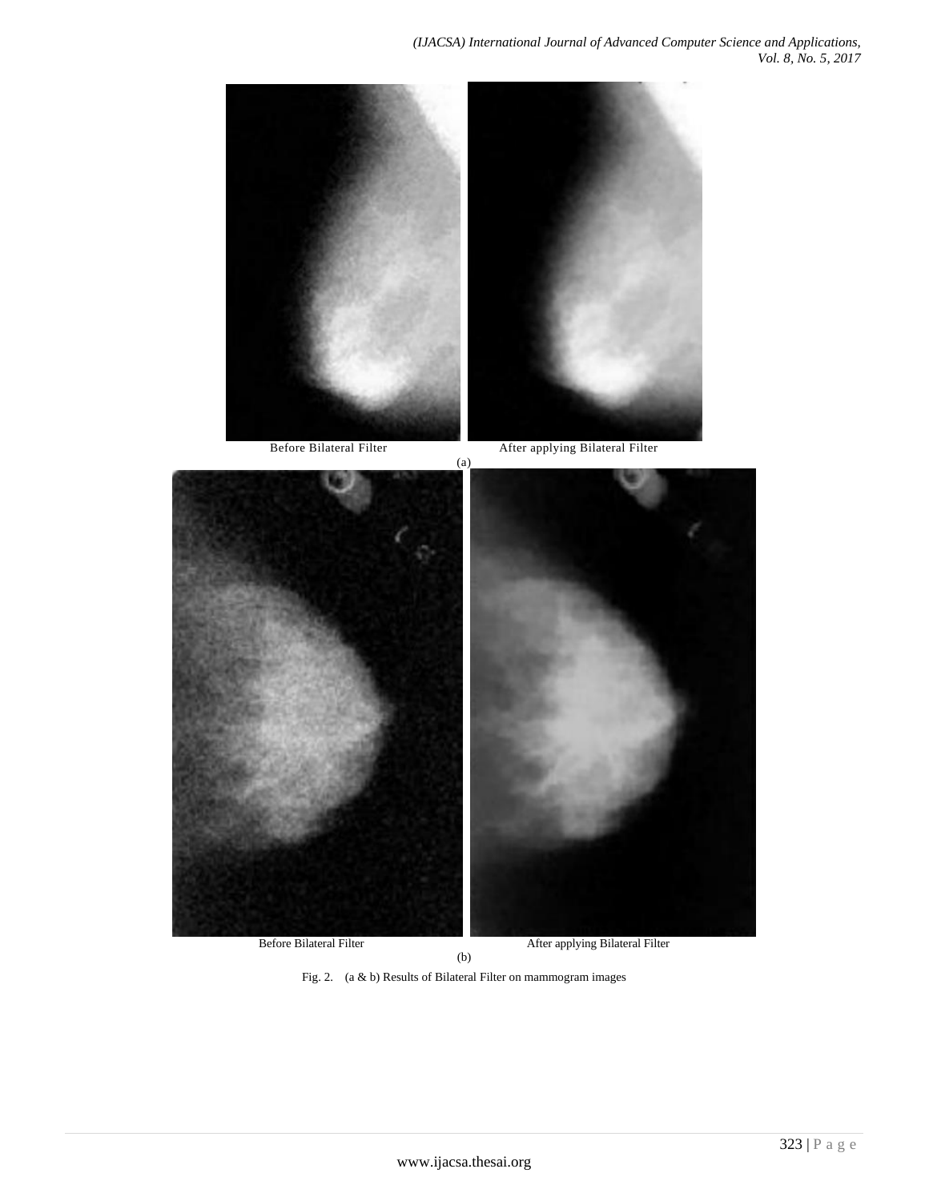Before Bilateral Filter After applying Bilateral Filter

(a)

Before Bilateral Filter After applying Bilateral Filter

(b)

Fig. 2. (a & b) Results of Bilateral Filter on mammogram images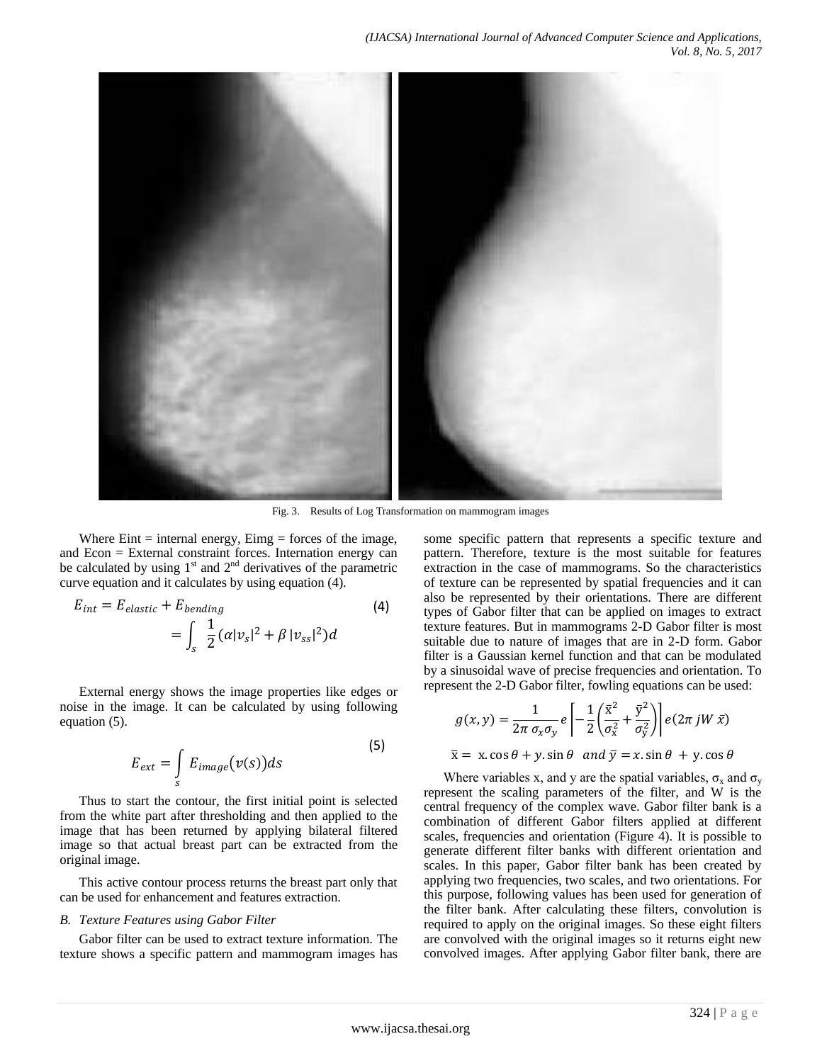Fig. 3. Results of Log Transformation on mammogram images

Where Eint = internal energy, Eimg = forces of the image, and Econ = External constraint forces. Internation energy can be calculated by using 1st and 2nd derivatives of the parametric curve equation and it calculates by using equation (4).

$$E_{int} = E_{elastic} + E_{bending} \tag{4}$$

$$= \int_{s} \frac{1}{2}(\alpha|v_s|^2 + \beta\,|v_{ss}|^2)d$$

External energy shows the image properties like edges or noise in the image. It can be calculated by using following equation (5).

$$E_{ext} = \int_{s} E_{image}(v(s))ds \tag{5}$$

Thus to start the contour, the first initial point is selected from the white part after thresholding and then applied to the image that has been returned by applying bilateral filtered image so that actual breast part can be extracted from the original image.

This active contour process returns the breast part only that can be used for enhancement and features extraction.

### B. Texture Features using Gabor Filter

Gabor filter can be used to extract texture information. The texture shows a specific pattern and mammogram images has some specific pattern that represents a specific texture and pattern. Therefore, texture is the most suitable for features extraction in the case of mammograms. So the characteristics of texture can be represented by spatial frequencies and it can also be represented by their orientations. There are different types of Gabor filter that can be applied on images to extract texture features. But in mammograms 2-D Gabor filter is most suitable due to nature of images that are in 2-D form. Gabor filter is a Gaussian kernel function and that can be modulated by a sinusoidal wave of precise frequencies and orientation. To represent the 2-D Gabor filter, fowling equations can be used:

$$g(x, y) = \frac{1}{2\pi\,\sigma_x\sigma_y} e\left[-\frac{1}{2}\left(\frac{\bar{x}^2}{\sigma_{\bar{x}}^2} + \frac{\bar{y}^2}{\sigma_{\bar{y}}^2}\right)\right] e(2\pi\, jW\,\bar{x})$$

$$\bar{x} = x.\cos\theta + y.\sin\theta \;\; and\; \bar{y} = x.\sin\theta + y.\cos\theta$$

Where variables x, and y are the spatial variables, $\sigma_x$ and $\sigma_y$ represent the scaling parameters of the filter, and W is the central frequency of the complex wave. Gabor filter bank is a combination of different Gabor filters applied at different scales, frequencies and orientation (Figure 4). It is possible to generate different filter banks with different orientation and scales. In this paper, Gabor filter bank has been created by applying two frequencies, two scales, and two orientations. For this purpose, following values has been used for generation of the filter bank. After calculating these filters, convolution is required to apply on the original images. So these eight filters are convolved with the original images so it returns eight new convolved images. After applying Gabor filter bank, there are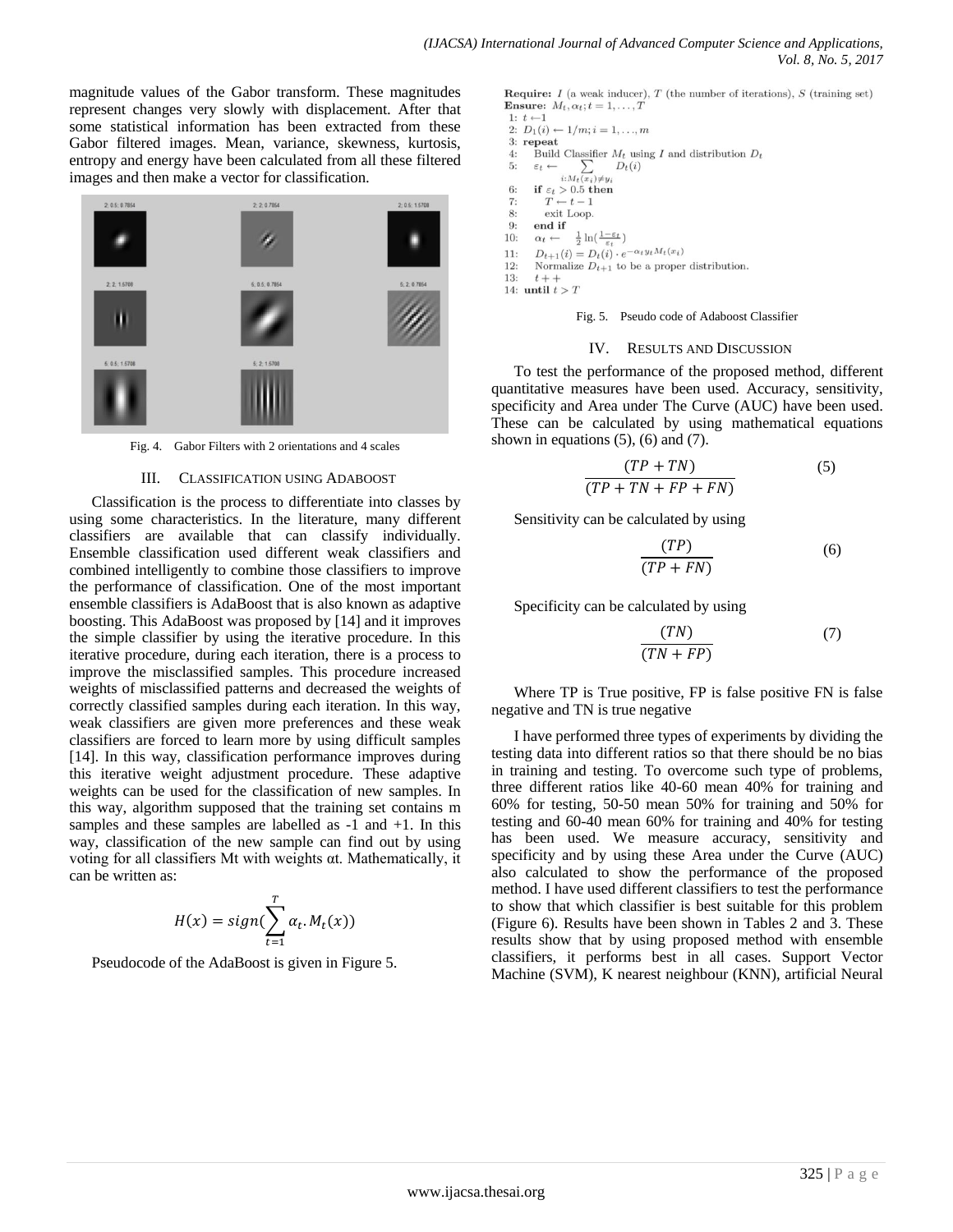magnitude values of the Gabor transform. These magnitudes represent changes very slowly with displacement. After that some statistical information has been extracted from these Gabor filtered images. Mean, variance, skewness, kurtosis, entropy and energy have been calculated from all these filtered images and then make a vector for classification.

Fig. 4. Gabor Filters with 2 orientations and 4 scales

## III. Classification using Adaboost

Classification is the process to differentiate into classes by using some characteristics. In the literature, many different classifiers are available that can classify individually. Ensemble classification used different weak classifiers and combined intelligently to combine those classifiers to improve the performance of classification. One of the most important ensemble classifiers is AdaBoost that is also known as adaptive boosting. This AdaBoost was proposed by [14] and it improves the simple classifier by using the iterative procedure. In this iterative procedure, during each iteration, there is a process to improve the misclassified samples. This procedure increased weights of misclassified patterns and decreased the weights of correctly classified samples during each iteration. In this way, weak classifiers are given more preferences and these weak classifiers are forced to learn more by using difficult samples [14]. In this way, classification performance improves during this iterative weight adjustment procedure. These adaptive weights can be used for the classification of new samples. In this way, algorithm supposed that the training set contains m samples and these samples are labelled as -1 and +1. In this way, classification of the new sample can find out by using voting for all classifiers Mt with weights αt. Mathematically, it can be written as:

$$H(x) = sign(\sum_{t=1}^{T} \alpha_t . M_t(x))$$

Pseudocode of the AdaBoost is given in Figure 5.

```
Require: I (a weak inducer), T (the number of iterations), S (training set)
Ensure: M_t, α_t; t = 1, ..., T
 1: t ← 1
 2: D_1(i) ← 1/m; i = 1, ..., m
 3: repeat
 4:    Build Classifier M_t using I and distribution D_t
 5:    ε_t ←  Σ_{i:M_t(x_i)≠y_i} D_t(i)
 6:    if ε_t > 0.5 then
 7:       T ← t − 1
 8:       exit Loop.
 9:    end if
10:    α_t ← ½ ln((1−ε_t)/ε_t)
11:    D_{t+1}(i) = D_t(i) · e^{−α_t y_t M_t(x_i)}
12:    Normalize D_{t+1} to be a proper distribution.
13:    t + +
14: until t > T
```

Fig. 5. Pseudo code of Adaboost Classifier

## IV. Results and Discussion

To test the performance of the proposed method, different quantitative measures have been used. Accuracy, sensitivity, specificity and Area under The Curve (AUC) have been used. These can be calculated by using mathematical equations shown in equations (5), (6) and (7).

$$\frac{(TP + TN)}{(TP + TN + FP + FN)} \qquad (5)$$

Sensitivity can be calculated by using

$$\frac{(TP)}{(TP + FN)} \qquad (6)$$

Specificity can be calculated by using

$$\frac{(TN)}{(TN + FP)} \qquad (7)$$

Where TP is True positive, FP is false positive FN is false negative and TN is true negative

I have performed three types of experiments by dividing the testing data into different ratios so that there should be no bias in training and testing. To overcome such type of problems, three different ratios like 40-60 mean 40% for training and 60% for testing, 50-50 mean 50% for training and 50% for testing and 60-40 mean 60% for training and 40% for testing has been used. We measure accuracy, sensitivity and specificity and by using these Area under the Curve (AUC) also calculated to show the performance of the proposed method. I have used different classifiers to test the performance to show that which classifier is best suitable for this problem (Figure 6). Results have been shown in Tables 2 and 3. These results show that by using proposed method with ensemble classifiers, it performs best in all cases. Support Vector Machine (SVM), K nearest neighbour (KNN), artificial Neural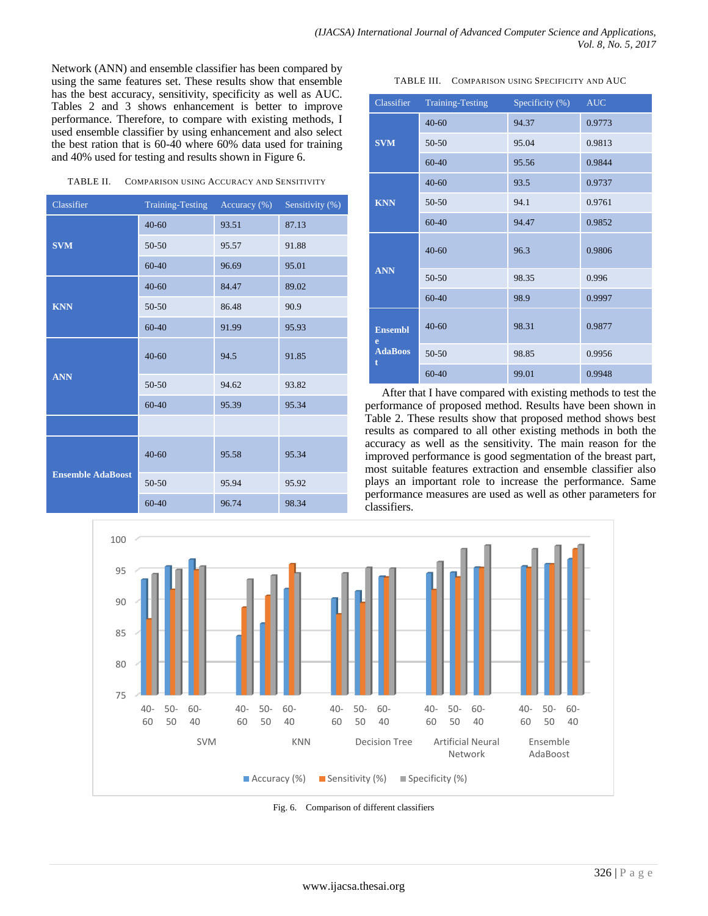Network (ANN) and ensemble classifier has been compared by using the same features set. These results show that ensemble has the best accuracy, sensitivity, specificity as well as AUC. Tables 2 and 3 shows enhancement is better to improve performance. Therefore, to compare with existing methods, I used ensemble classifier by using enhancement and also select the best ration that is 60-40 where 60% data used for training and 40% used for testing and results shown in Figure 6.

TABLE II. COMPARISON USING ACCURACY AND SENSITIVITY

| Classifier | Training-Testing | Accuracy (%) | Sensitivity (%) |
|---|---|---|---|
| **SVM** | 40-60 | 93.51 | 87.13 |
| | 50-50 | 95.57 | 91.88 |
| | 60-40 | 96.69 | 95.01 |
| **KNN** | 40-60 | 84.47 | 89.02 |
| | 50-50 | 86.48 | 90.9 |
| | 60-40 | 91.99 | 95.93 |
| **ANN** | 40-60 | 94.5 | 91.85 |
| | 50-50 | 94.62 | 93.82 |
| | 60-40 | 95.39 | 95.34 |
| | | | |
| **Ensemble AdaBoost** | 40-60 | 95.58 | 95.34 |
| | 50-50 | 95.94 | 95.92 |
| | 60-40 | 96.74 | 98.34 |

TABLE III. COMPARISON USING SPECIFICITY AND AUC

| Classifier | Training-Testing | Specificity (%) | AUC |
|---|---|---|---|
| **SVM** | 40-60 | 94.37 | 0.9773 |
| | 50-50 | 95.04 | 0.9813 |
| | 60-40 | 95.56 | 0.9844 |
| **KNN** | 40-60 | 93.5 | 0.9737 |
| | 50-50 | 94.1 | 0.9761 |
| | 60-40 | 94.47 | 0.9852 |
| **ANN** | 40-60 | 96.3 | 0.9806 |
| | 50-50 | 98.35 | 0.996 |
| | 60-40 | 98.9 | 0.9997 |
| **Ensemble AdaBoost** | 40-60 | 98.31 | 0.9877 |
| | 50-50 | 98.85 | 0.9956 |
| | 60-40 | 99.01 | 0.9948 |

After that I have compared with existing methods to test the performance of proposed method. Results have been shown in Table 2. These results show that proposed method shows best results as compared to all other existing methods in both the accuracy as well as the sensitivity. The main reason for the improved performance is good segmentation of the breast part, most suitable features extraction and ensemble classifier also plays an important role to increase the performance. Same performance measures are used as well as other parameters for classifiers.

Fig. 6. Comparison of different classifiers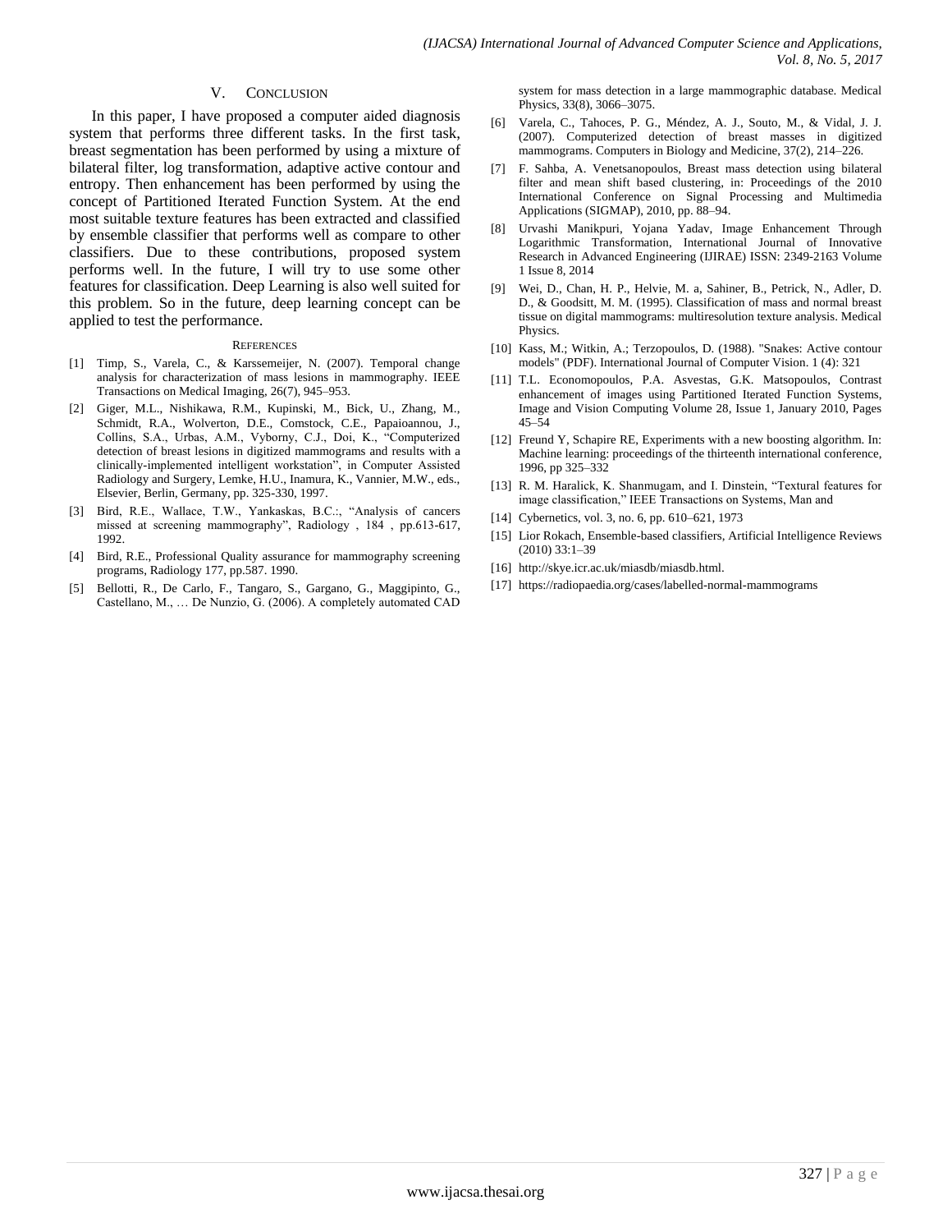## V. CONCLUSION

In this paper, I have proposed a computer aided diagnosis system that performs three different tasks. In the first task, breast segmentation has been performed by using a mixture of bilateral filter, log transformation, adaptive active contour and entropy. Then enhancement has been performed by using the concept of Partitioned Iterated Function System. At the end most suitable texture features has been extracted and classified by ensemble classifier that performs well as compare to other classifiers. Due to these contributions, proposed system performs well. In the future, I will try to use some other features for classification. Deep Learning is also well suited for this problem. So in the future, deep learning concept can be applied to test the performance.

## REFERENCES

[1] Timp, S., Varela, C., & Karssemeijer, N. (2007). Temporal change analysis for characterization of mass lesions in mammography. IEEE Transactions on Medical Imaging, 26(7), 945–953.

[2] Giger, M.L., Nishikawa, R.M., Kupinski, M., Bick, U., Zhang, M., Schmidt, R.A., Wolverton, D.E., Comstock, C.E., Papaioannou, J., Collins, S.A., Urbas, A.M., Vyborny, C.J., Doi, K., "Computerized detection of breast lesions in digitized mammograms and results with a clinically-implemented intelligent workstation", in Computer Assisted Radiology and Surgery, Lemke, H.U., Inamura, K., Vannier, M.W., eds., Elsevier, Berlin, Germany, pp. 325-330, 1997.

[3] Bird, R.E., Wallace, T.W., Yankaskas, B.C.:, "Analysis of cancers missed at screening mammography", Radiology , 184 , pp.613-617, 1992.

[4] Bird, R.E., Professional Quality assurance for mammography screening programs, Radiology 177, pp.587. 1990.

[5] Bellotti, R., De Carlo, F., Tangaro, S., Gargano, G., Maggipinto, G., Castellano, M., … De Nunzio, G. (2006). A completely automated CAD system for mass detection in a large mammographic database. Medical Physics, 33(8), 3066–3075.

[6] Varela, C., Tahoces, P. G., Méndez, A. J., Souto, M., & Vidal, J. J. (2007). Computerized detection of breast masses in digitized mammograms. Computers in Biology and Medicine, 37(2), 214–226.

[7] F. Sahba, A. Venetsanopoulos, Breast mass detection using bilateral filter and mean shift based clustering, in: Proceedings of the 2010 International Conference on Signal Processing and Multimedia Applications (SIGMAP), 2010, pp. 88–94.

[8] Urvashi Manikpuri, Yojana Yadav, Image Enhancement Through Logarithmic Transformation, International Journal of Innovative Research in Advanced Engineering (IJIRAE) ISSN: 2349-2163 Volume 1 Issue 8, 2014

[9] Wei, D., Chan, H. P., Helvie, M. a, Sahiner, B., Petrick, N., Adler, D. D., & Goodsitt, M. M. (1995). Classification of mass and normal breast tissue on digital mammograms: multiresolution texture analysis. Medical Physics.

[10] Kass, M.; Witkin, A.; Terzopoulos, D. (1988). "Snakes: Active contour models" (PDF). International Journal of Computer Vision. 1 (4): 321

[11] T.L. Economopoulos, P.A. Asvestas, G.K. Matsopoulos, Contrast enhancement of images using Partitioned Iterated Function Systems, Image and Vision Computing Volume 28, Issue 1, January 2010, Pages 45–54

[12] Freund Y, Schapire RE, Experiments with a new boosting algorithm. In: Machine learning: proceedings of the thirteenth international conference, 1996, pp 325–332

[13] R. M. Haralick, K. Shanmugam, and I. Dinstein, "Textural features for image classification," IEEE Transactions on Systems, Man and

[14] Cybernetics, vol. 3, no. 6, pp. 610–621, 1973

[15] Lior Rokach, Ensemble-based classifiers, Artificial Intelligence Reviews (2010) 33:1–39

[16] http://skye.icr.ac.uk/miasdb/miasdb.html.

[17] https://radiopaedia.org/cases/labelled-normal-mammograms